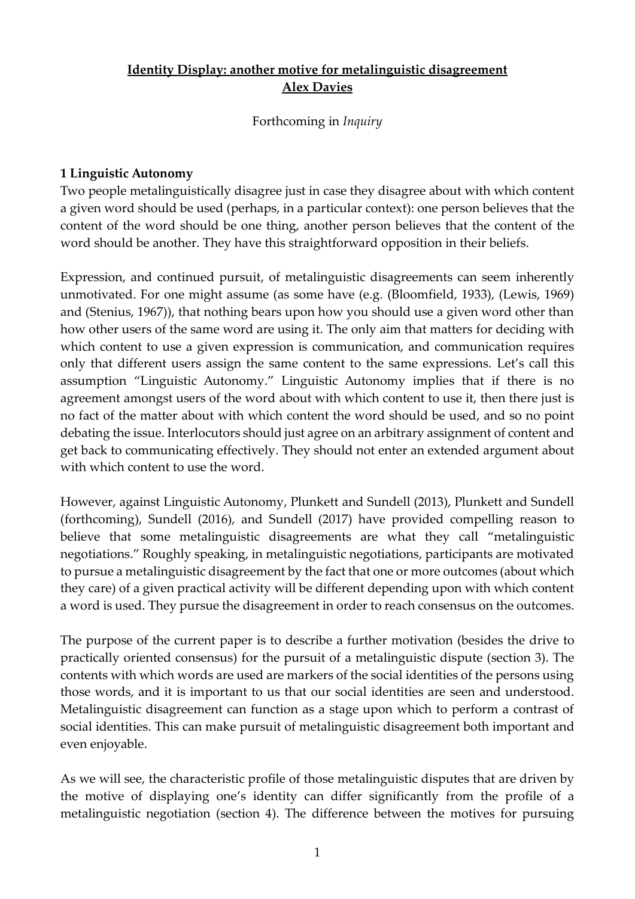**Identity Display: another motive for metalinguistic disagreement**

**Alex Davies**

Forthcoming in *Inquiry*

## 1 Linguistic Autonomy

Two people metalinguistically disagree just in case they disagree about with which content a given word should be used (perhaps, in a particular context): one person believes that the content of the word should be one thing, another person believes that the content of the word should be another. They have this straightforward opposition in their beliefs.

Expression, and continued pursuit, of metalinguistic disagreements can seem inherently unmotivated. For one might assume (as some have (e.g. (Bloomfield, 1933), (Lewis, 1969) and (Stenius, 1967)), that nothing bears upon how you should use a given word other than how other users of the same word are using it. The only aim that matters for deciding with which content to use a given expression is communication, and communication requires only that different users assign the same content to the same expressions. Let's call this assumption "Linguistic Autonomy." Linguistic Autonomy implies that if there is no agreement amongst users of the word about with which content to use it, then there just is no fact of the matter about with which content the word should be used, and so no point debating the issue. Interlocutors should just agree on an arbitrary assignment of content and get back to communicating effectively. They should not enter an extended argument about with which content to use the word.

However, against Linguistic Autonomy, Plunkett and Sundell (2013), Plunkett and Sundell (forthcoming), Sundell (2016), and Sundell (2017) have provided compelling reason to believe that some metalinguistic disagreements are what they call "metalinguistic negotiations." Roughly speaking, in metalinguistic negotiations, participants are motivated to pursue a metalinguistic disagreement by the fact that one or more outcomes (about which they care) of a given practical activity will be different depending upon with which content a word is used. They pursue the disagreement in order to reach consensus on the outcomes.

The purpose of the current paper is to describe a further motivation (besides the drive to practically oriented consensus) for the pursuit of a metalinguistic dispute (section 3). The contents with which words are used are markers of the social identities of the persons using those words, and it is important to us that our social identities are seen and understood. Metalinguistic disagreement can function as a stage upon which to perform a contrast of social identities. This can make pursuit of metalinguistic disagreement both important and even enjoyable.

As we will see, the characteristic profile of those metalinguistic disputes that are driven by the motive of displaying one's identity can differ significantly from the profile of a metalinguistic negotiation (section 4). The difference between the motives for pursuing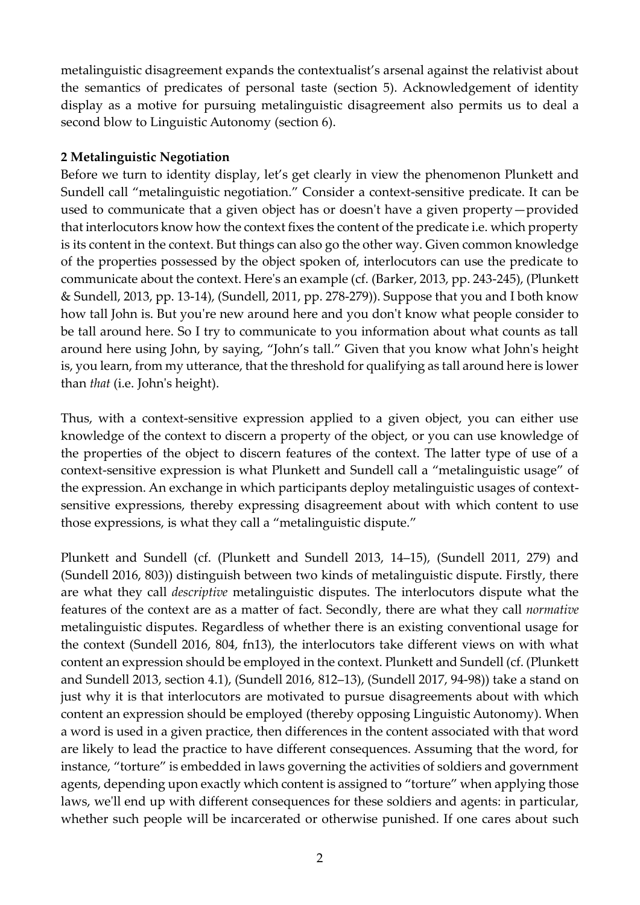metalinguistic disagreement expands the contextualist's arsenal against the relativist about the semantics of predicates of personal taste (section 5). Acknowledgement of identity display as a motive for pursuing metalinguistic disagreement also permits us to deal a second blow to Linguistic Autonomy (section 6).

## 2 Metalinguistic Negotiation

Before we turn to identity display, let's get clearly in view the phenomenon Plunkett and Sundell call "metalinguistic negotiation." Consider a context-sensitive predicate. It can be used to communicate that a given object has or doesn't have a given property—provided that interlocutors know how the context fixes the content of the predicate i.e. which property is its content in the context. But things can also go the other way. Given common knowledge of the properties possessed by the object spoken of, interlocutors can use the predicate to communicate about the context. Here's an example (cf. (Barker, 2013, pp. 243-245), (Plunkett & Sundell, 2013, pp. 13-14), (Sundell, 2011, pp. 278-279)). Suppose that you and I both know how tall John is. But you're new around here and you don't know what people consider to be tall around here. So I try to communicate to you information about what counts as tall around here using John, by saying, "John's tall." Given that you know what John's height is, you learn, from my utterance, that the threshold for qualifying as tall around here is lower than *that* (i.e. John's height).

Thus, with a context-sensitive expression applied to a given object, you can either use knowledge of the context to discern a property of the object, or you can use knowledge of the properties of the object to discern features of the context. The latter type of use of a context-sensitive expression is what Plunkett and Sundell call a "metalinguistic usage" of the expression. An exchange in which participants deploy metalinguistic usages of context-sensitive expressions, thereby expressing disagreement about with which content to use those expressions, is what they call a "metalinguistic dispute."

Plunkett and Sundell (cf. (Plunkett and Sundell 2013, 14–15), (Sundell 2011, 279) and (Sundell 2016, 803)) distinguish between two kinds of metalinguistic dispute. Firstly, there are what they call *descriptive* metalinguistic disputes. The interlocutors dispute what the features of the context are as a matter of fact. Secondly, there are what they call *normative* metalinguistic disputes. Regardless of whether there is an existing conventional usage for the context (Sundell 2016, 804, fn13), the interlocutors take different views on with what content an expression should be employed in the context. Plunkett and Sundell (cf. (Plunkett and Sundell 2013, section 4.1), (Sundell 2016, 812–13), (Sundell 2017, 94-98)) take a stand on just why it is that interlocutors are motivated to pursue disagreements about with which content an expression should be employed (thereby opposing Linguistic Autonomy). When a word is used in a given practice, then differences in the content associated with that word are likely to lead the practice to have different consequences. Assuming that the word, for instance, "torture" is embedded in laws governing the activities of soldiers and government agents, depending upon exactly which content is assigned to "torture" when applying those laws, we'll end up with different consequences for these soldiers and agents: in particular, whether such people will be incarcerated or otherwise punished. If one cares about such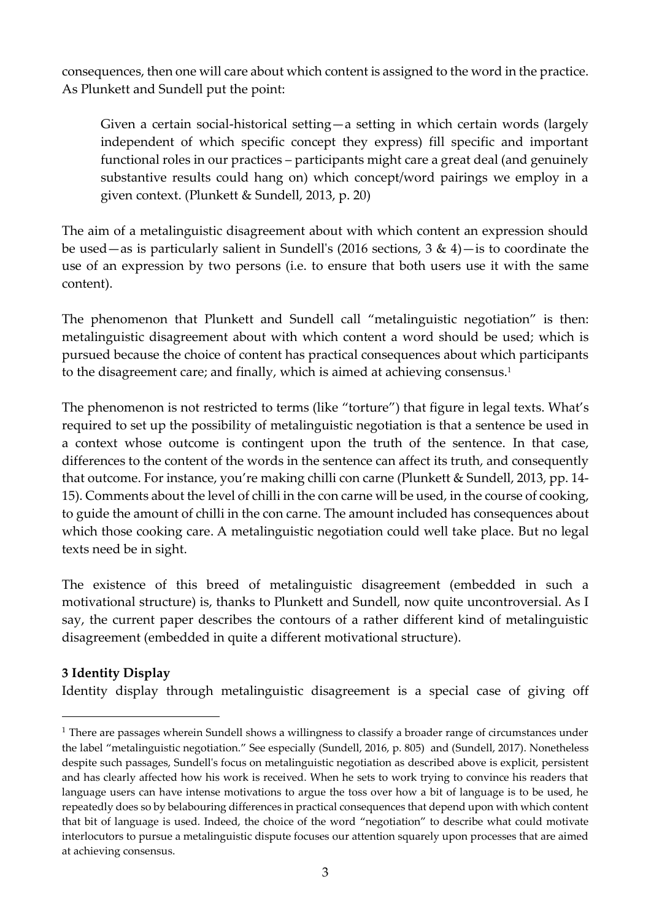consequences, then one will care about which content is assigned to the word in the practice. As Plunkett and Sundell put the point:

> Given a certain social-historical setting—a setting in which certain words (largely independent of which specific concept they express) fill specific and important functional roles in our practices – participants might care a great deal (and genuinely substantive results could hang on) which concept/word pairings we employ in a given context. (Plunkett & Sundell, 2013, p. 20)

The aim of a metalinguistic disagreement about with which content an expression should be used—as is particularly salient in Sundell's (2016 sections, 3 & 4)—is to coordinate the use of an expression by two persons (i.e. to ensure that both users use it with the same content).

The phenomenon that Plunkett and Sundell call "metalinguistic negotiation" is then: metalinguistic disagreement about with which content a word should be used; which is pursued because the choice of content has practical consequences about which participants to the disagreement care; and finally, which is aimed at achieving consensus.[1]

The phenomenon is not restricted to terms (like "torture") that figure in legal texts. What's required to set up the possibility of metalinguistic negotiation is that a sentence be used in a context whose outcome is contingent upon the truth of the sentence. In that case, differences to the content of the words in the sentence can affect its truth, and consequently that outcome. For instance, you're making chilli con carne (Plunkett & Sundell, 2013, pp. 14-15). Comments about the level of chilli in the con carne will be used, in the course of cooking, to guide the amount of chilli in the con carne. The amount included has consequences about which those cooking care. A metalinguistic negotiation could well take place. But no legal texts need be in sight.

The existence of this breed of metalinguistic disagreement (embedded in such a motivational structure) is, thanks to Plunkett and Sundell, now quite uncontroversial. As I say, the current paper describes the contours of a rather different kind of metalinguistic disagreement (embedded in quite a different motivational structure).

## 3 Identity Display

Identity display through metalinguistic disagreement is a special case of giving off

---

[1] There are passages wherein Sundell shows a willingness to classify a broader range of circumstances under the label "metalinguistic negotiation." See especially (Sundell, 2016, p. 805) and (Sundell, 2017). Nonetheless despite such passages, Sundell's focus on metalinguistic negotiation as described above is explicit, persistent and has clearly affected how his work is received. When he sets to work trying to convince his readers that language users can have intense motivations to argue the toss over how a bit of language is to be used, he repeatedly does so by belabouring differences in practical consequences that depend upon with which content that bit of language is used. Indeed, the choice of the word "negotiation" to describe what could motivate interlocutors to pursue a metalinguistic dispute focuses our attention squarely upon processes that are aimed at achieving consensus.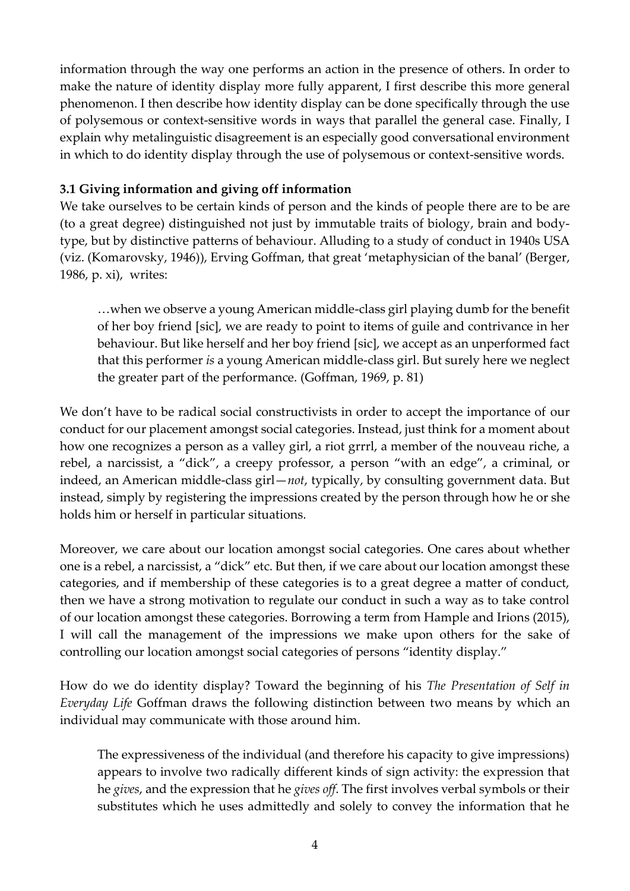information through the way one performs an action in the presence of others. In order to make the nature of identity display more fully apparent, I first describe this more general phenomenon. I then describe how identity display can be done specifically through the use of polysemous or context-sensitive words in ways that parallel the general case. Finally, I explain why metalinguistic disagreement is an especially good conversational environment in which to do identity display through the use of polysemous or context-sensitive words.

### 3.1 Giving information and giving off information

We take ourselves to be certain kinds of person and the kinds of people there are to be are (to a great degree) distinguished not just by immutable traits of biology, brain and body-type, but by distinctive patterns of behaviour. Alluding to a study of conduct in 1940s USA (viz. (Komarovsky, 1946)), Erving Goffman, that great 'metaphysician of the banal' (Berger, 1986, p. xi), writes:

> …when we observe a young American middle-class girl playing dumb for the benefit of her boy friend [sic], we are ready to point to items of guile and contrivance in her behaviour. But like herself and her boy friend [sic], we accept as an unperformed fact that this performer *is* a young American middle-class girl. But surely here we neglect the greater part of the performance. (Goffman, 1969, p. 81)

We don't have to be radical social constructivists in order to accept the importance of our conduct for our placement amongst social categories. Instead, just think for a moment about how one recognizes a person as a valley girl, a riot grrrl, a member of the nouveau riche, a rebel, a narcissist, a "dick", a creepy professor, a person "with an edge", a criminal, or indeed, an American middle-class girl—*not*, typically, by consulting government data. But instead, simply by registering the impressions created by the person through how he or she holds him or herself in particular situations.

Moreover, we care about our location amongst social categories. One cares about whether one is a rebel, a narcissist, a "dick" etc. But then, if we care about our location amongst these categories, and if membership of these categories is to a great degree a matter of conduct, then we have a strong motivation to regulate our conduct in such a way as to take control of our location amongst these categories. Borrowing a term from Hample and Irions (2015), I will call the management of the impressions we make upon others for the sake of controlling our location amongst social categories of persons "identity display."

How do we do identity display? Toward the beginning of his *The Presentation of Self in Everyday Life* Goffman draws the following distinction between two means by which an individual may communicate with those around him.

> The expressiveness of the individual (and therefore his capacity to give impressions) appears to involve two radically different kinds of sign activity: the expression that he *gives*, and the expression that he *gives off*. The first involves verbal symbols or their substitutes which he uses admittedly and solely to convey the information that he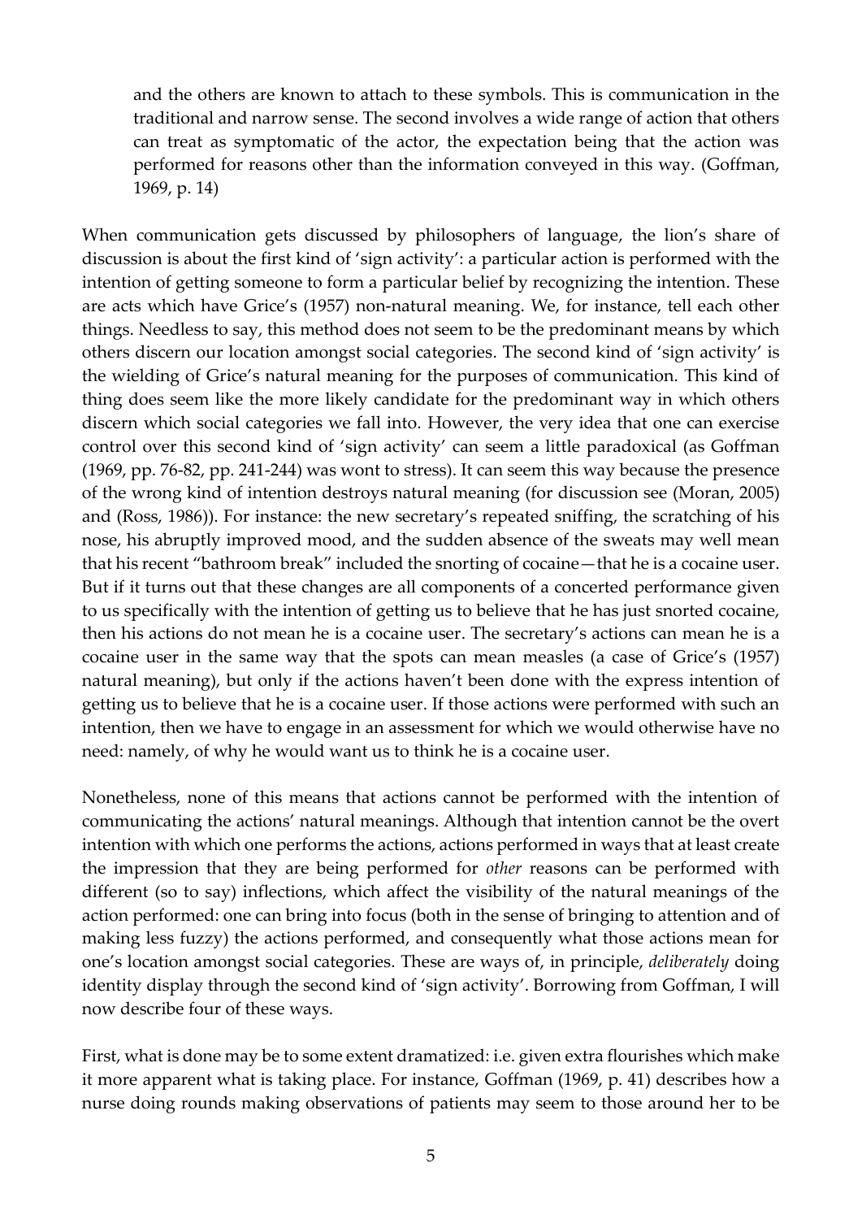> and the others are known to attach to these symbols. This is communication in the traditional and narrow sense. The second involves a wide range of action that others can treat as symptomatic of the actor, the expectation being that the action was performed for reasons other than the information conveyed in this way. (Goffman, 1969, p. 14)

When communication gets discussed by philosophers of language, the lion's share of discussion is about the first kind of 'sign activity': a particular action is performed with the intention of getting someone to form a particular belief by recognizing the intention. These are acts which have Grice's (1957) non-natural meaning. We, for instance, tell each other things. Needless to say, this method does not seem to be the predominant means by which others discern our location amongst social categories. The second kind of 'sign activity' is the wielding of Grice's natural meaning for the purposes of communication. This kind of thing does seem like the more likely candidate for the predominant way in which others discern which social categories we fall into. However, the very idea that one can exercise control over this second kind of 'sign activity' can seem a little paradoxical (as Goffman (1969, pp. 76-82, pp. 241-244) was wont to stress). It can seem this way because the presence of the wrong kind of intention destroys natural meaning (for discussion see (Moran, 2005) and (Ross, 1986)). For instance: the new secretary's repeated sniffing, the scratching of his nose, his abruptly improved mood, and the sudden absence of the sweats may well mean that his recent "bathroom break" included the snorting of cocaine—that he is a cocaine user. But if it turns out that these changes are all components of a concerted performance given to us specifically with the intention of getting us to believe that he has just snorted cocaine, then his actions do not mean he is a cocaine user. The secretary's actions can mean he is a cocaine user in the same way that the spots can mean measles (a case of Grice's (1957) natural meaning), but only if the actions haven't been done with the express intention of getting us to believe that he is a cocaine user. If those actions were performed with such an intention, then we have to engage in an assessment for which we would otherwise have no need: namely, of why he would want us to think he is a cocaine user.

Nonetheless, none of this means that actions cannot be performed with the intention of communicating the actions' natural meanings. Although that intention cannot be the overt intention with which one performs the actions, actions performed in ways that at least create the impression that they are being performed for *other* reasons can be performed with different (so to say) inflections, which affect the visibility of the natural meanings of the action performed: one can bring into focus (both in the sense of bringing to attention and of making less fuzzy) the actions performed, and consequently what those actions mean for one's location amongst social categories. These are ways of, in principle, *deliberately* doing identity display through the second kind of 'sign activity'. Borrowing from Goffman, I will now describe four of these ways.

First, what is done may be to some extent dramatized: i.e. given extra flourishes which make it more apparent what is taking place. For instance, Goffman (1969, p. 41) describes how a nurse doing rounds making observations of patients may seem to those around her to be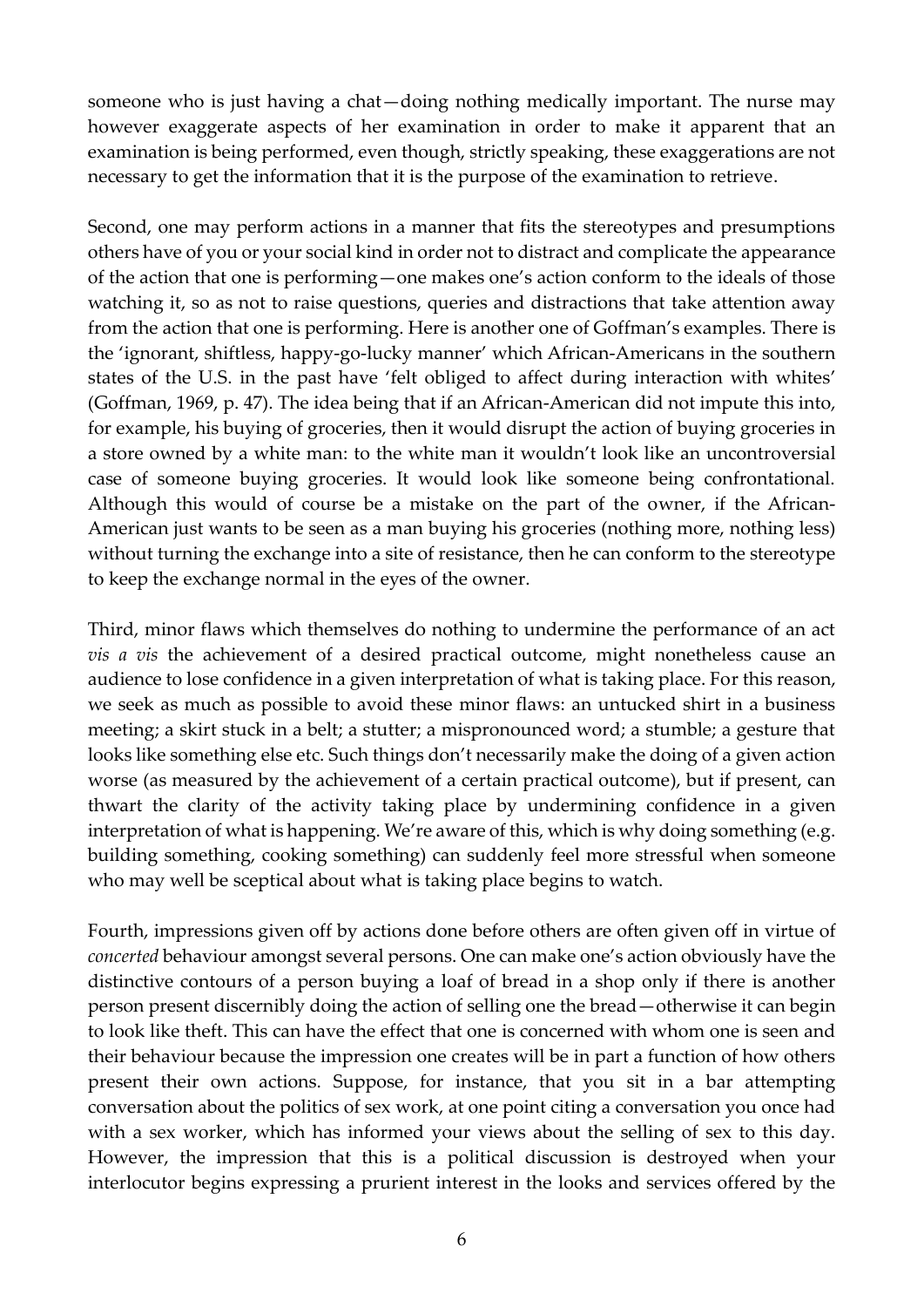someone who is just having a chat—doing nothing medically important. The nurse may however exaggerate aspects of her examination in order to make it apparent that an examination is being performed, even though, strictly speaking, these exaggerations are not necessary to get the information that it is the purpose of the examination to retrieve.

Second, one may perform actions in a manner that fits the stereotypes and presumptions others have of you or your social kind in order not to distract and complicate the appearance of the action that one is performing—one makes one's action conform to the ideals of those watching it, so as not to raise questions, queries and distractions that take attention away from the action that one is performing. Here is another one of Goffman's examples. There is the 'ignorant, shiftless, happy-go-lucky manner' which African-Americans in the southern states of the U.S. in the past have 'felt obliged to affect during interaction with whites' (Goffman, 1969, p. 47). The idea being that if an African-American did not impute this into, for example, his buying of groceries, then it would disrupt the action of buying groceries in a store owned by a white man: to the white man it wouldn't look like an uncontroversial case of someone buying groceries. It would look like someone being confrontational. Although this would of course be a mistake on the part of the owner, if the African-American just wants to be seen as a man buying his groceries (nothing more, nothing less) without turning the exchange into a site of resistance, then he can conform to the stereotype to keep the exchange normal in the eyes of the owner.

Third, minor flaws which themselves do nothing to undermine the performance of an act *vis a vis* the achievement of a desired practical outcome, might nonetheless cause an audience to lose confidence in a given interpretation of what is taking place. For this reason, we seek as much as possible to avoid these minor flaws: an untucked shirt in a business meeting; a skirt stuck in a belt; a stutter; a mispronounced word; a stumble; a gesture that looks like something else etc. Such things don't necessarily make the doing of a given action worse (as measured by the achievement of a certain practical outcome), but if present, can thwart the clarity of the activity taking place by undermining confidence in a given interpretation of what is happening. We're aware of this, which is why doing something (e.g. building something, cooking something) can suddenly feel more stressful when someone who may well be sceptical about what is taking place begins to watch.

Fourth, impressions given off by actions done before others are often given off in virtue of *concerted* behaviour amongst several persons. One can make one's action obviously have the distinctive contours of a person buying a loaf of bread in a shop only if there is another person present discernibly doing the action of selling one the bread—otherwise it can begin to look like theft. This can have the effect that one is concerned with whom one is seen and their behaviour because the impression one creates will be in part a function of how others present their own actions. Suppose, for instance, that you sit in a bar attempting conversation about the politics of sex work, at one point citing a conversation you once had with a sex worker, which has informed your views about the selling of sex to this day. However, the impression that this is a political discussion is destroyed when your interlocutor begins expressing a prurient interest in the looks and services offered by the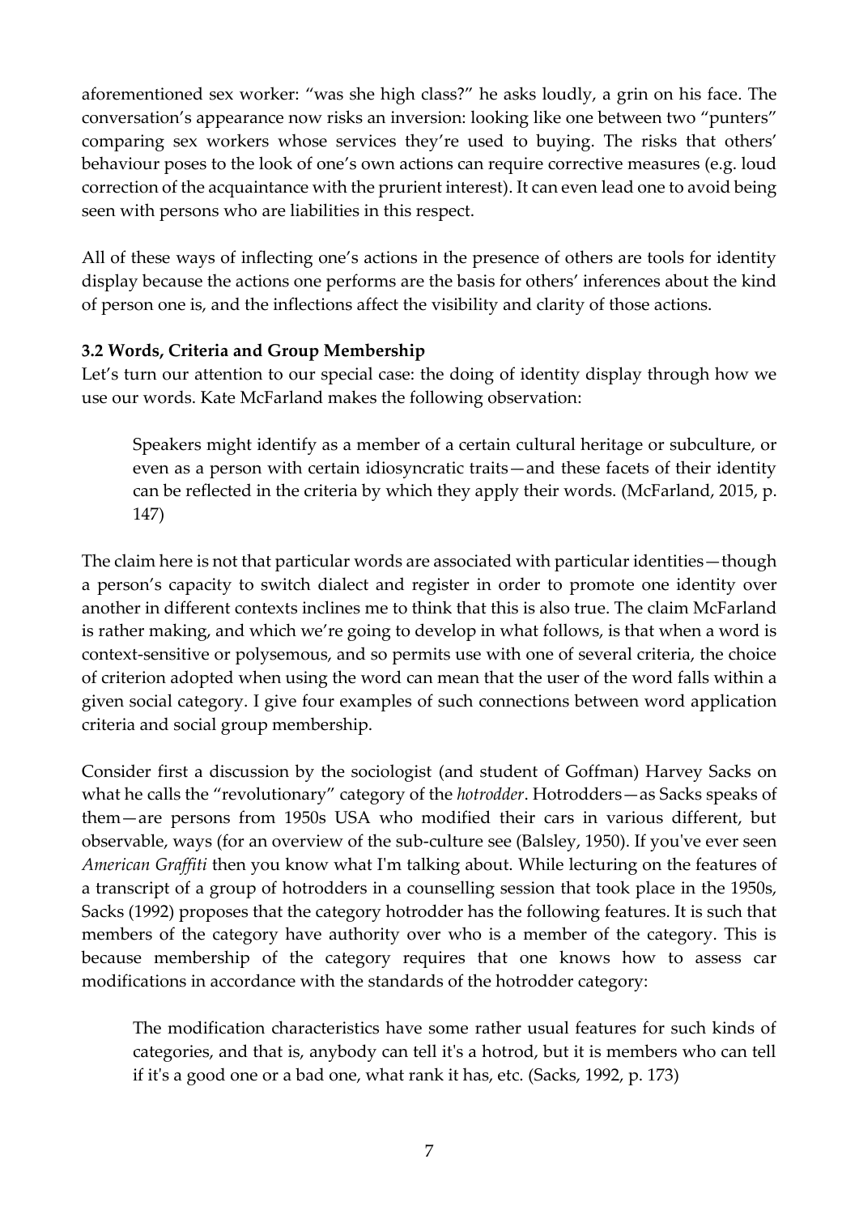aforementioned sex worker: "was she high class?" he asks loudly, a grin on his face. The conversation's appearance now risks an inversion: looking like one between two "punters" comparing sex workers whose services they're used to buying. The risks that others' behaviour poses to the look of one's own actions can require corrective measures (e.g. loud correction of the acquaintance with the prurient interest). It can even lead one to avoid being seen with persons who are liabilities in this respect.

All of these ways of inflecting one's actions in the presence of others are tools for identity display because the actions one performs are the basis for others' inferences about the kind of person one is, and the inflections affect the visibility and clarity of those actions.

### 3.2 Words, Criteria and Group Membership

Let's turn our attention to our special case: the doing of identity display through how we use our words. Kate McFarland makes the following observation:

> Speakers might identify as a member of a certain cultural heritage or subculture, or even as a person with certain idiosyncratic traits—and these facets of their identity can be reflected in the criteria by which they apply their words. (McFarland, 2015, p. 147)

The claim here is not that particular words are associated with particular identities—though a person's capacity to switch dialect and register in order to promote one identity over another in different contexts inclines me to think that this is also true. The claim McFarland is rather making, and which we're going to develop in what follows, is that when a word is context-sensitive or polysemous, and so permits use with one of several criteria, the choice of criterion adopted when using the word can mean that the user of the word falls within a given social category. I give four examples of such connections between word application criteria and social group membership.

Consider first a discussion by the sociologist (and student of Goffman) Harvey Sacks on what he calls the "revolutionary" category of the *hotrodder*. Hotrodders—as Sacks speaks of them—are persons from 1950s USA who modified their cars in various different, but observable, ways (for an overview of the sub-culture see (Balsley, 1950). If you've ever seen *American Graffiti* then you know what I'm talking about. While lecturing on the features of a transcript of a group of hotrodders in a counselling session that took place in the 1950s, Sacks (1992) proposes that the category hotrodder has the following features. It is such that members of the category have authority over who is a member of the category. This is because membership of the category requires that one knows how to assess car modifications in accordance with the standards of the hotrodder category:

> The modification characteristics have some rather usual features for such kinds of categories, and that is, anybody can tell it's a hotrod, but it is members who can tell if it's a good one or a bad one, what rank it has, etc. (Sacks, 1992, p. 173)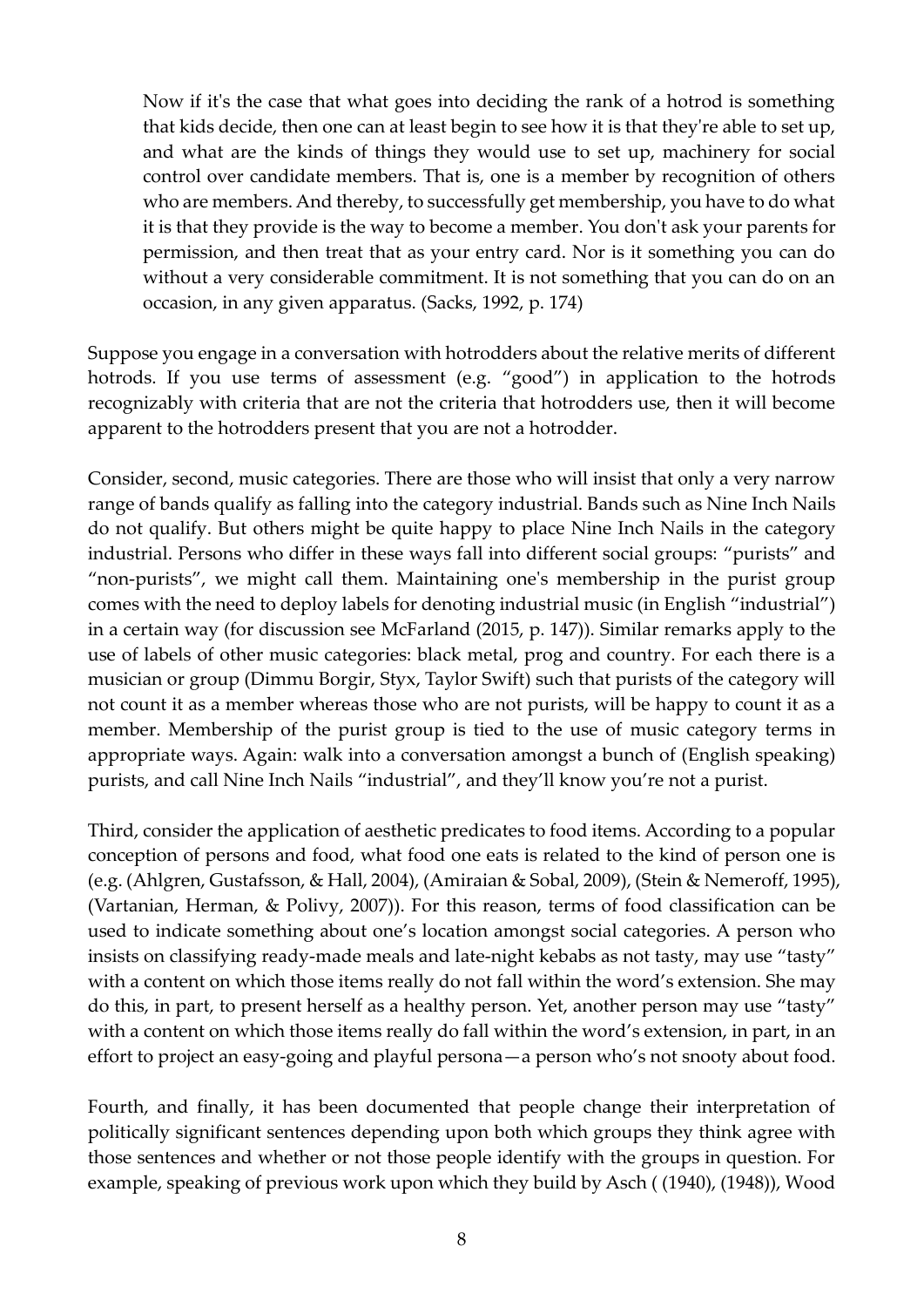> Now if it's the case that what goes into deciding the rank of a hotrod is something that kids decide, then one can at least begin to see how it is that they're able to set up, and what are the kinds of things they would use to set up, machinery for social control over candidate members. That is, one is a member by recognition of others who are members. And thereby, to successfully get membership, you have to do what it is that they provide is the way to become a member. You don't ask your parents for permission, and then treat that as your entry card. Nor is it something you can do without a very considerable commitment. It is not something that you can do on an occasion, in any given apparatus. (Sacks, 1992, p. 174)

Suppose you engage in a conversation with hotrodders about the relative merits of different hotrods. If you use terms of assessment (e.g. "good") in application to the hotrods recognizably with criteria that are not the criteria that hotrodders use, then it will become apparent to the hotrodders present that you are not a hotrodder.

Consider, second, music categories. There are those who will insist that only a very narrow range of bands qualify as falling into the category industrial. Bands such as Nine Inch Nails do not qualify. But others might be quite happy to place Nine Inch Nails in the category industrial. Persons who differ in these ways fall into different social groups: "purists" and "non-purists", we might call them. Maintaining one's membership in the purist group comes with the need to deploy labels for denoting industrial music (in English "industrial") in a certain way (for discussion see McFarland (2015, p. 147)). Similar remarks apply to the use of labels of other music categories: black metal, prog and country. For each there is a musician or group (Dimmu Borgir, Styx, Taylor Swift) such that purists of the category will not count it as a member whereas those who are not purists, will be happy to count it as a member. Membership of the purist group is tied to the use of music category terms in appropriate ways. Again: walk into a conversation amongst a bunch of (English speaking) purists, and call Nine Inch Nails "industrial", and they'll know you're not a purist.

Third, consider the application of aesthetic predicates to food items. According to a popular conception of persons and food, what food one eats is related to the kind of person one is (e.g. (Ahlgren, Gustafsson, & Hall, 2004), (Amiraian & Sobal, 2009), (Stein & Nemeroff, 1995), (Vartanian, Herman, & Polivy, 2007)). For this reason, terms of food classification can be used to indicate something about one's location amongst social categories. A person who insists on classifying ready-made meals and late-night kebabs as not tasty, may use "tasty" with a content on which those items really do not fall within the word's extension. She may do this, in part, to present herself as a healthy person. Yet, another person may use "tasty" with a content on which those items really do fall within the word's extension, in part, in an effort to project an easy-going and playful persona—a person who's not snooty about food.

Fourth, and finally, it has been documented that people change their interpretation of politically significant sentences depending upon both which groups they think agree with those sentences and whether or not those people identify with the groups in question. For example, speaking of previous work upon which they build by Asch ( (1940), (1948)), Wood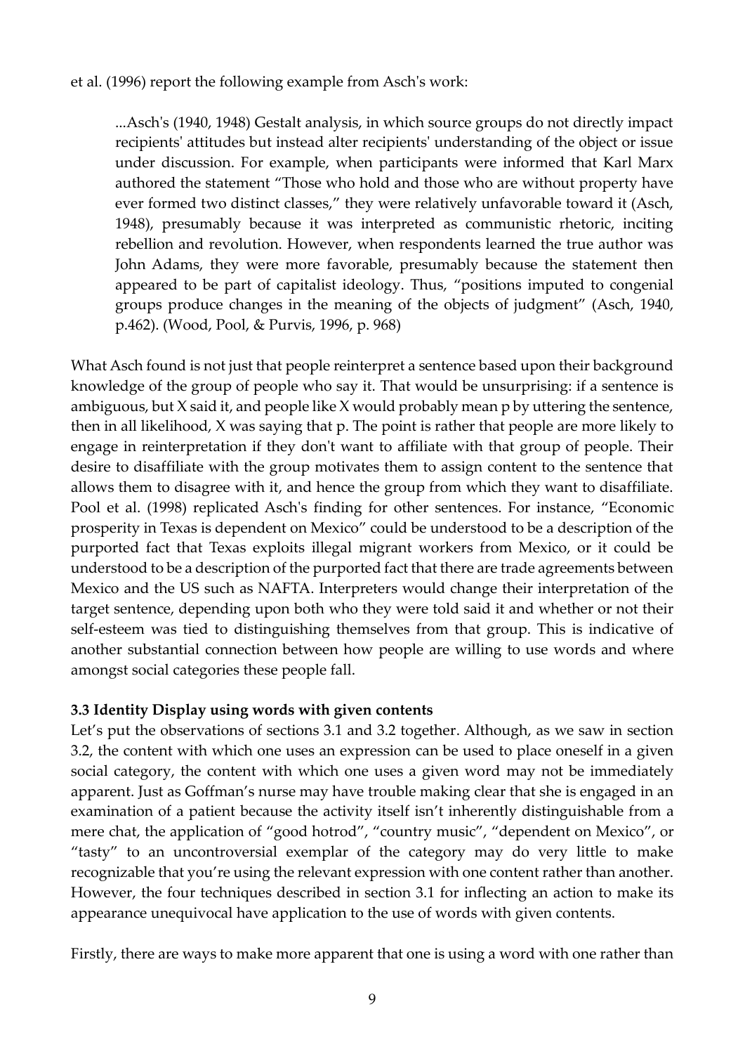et al. (1996) report the following example from Asch's work:

> ...Asch's (1940, 1948) Gestalt analysis, in which source groups do not directly impact recipients' attitudes but instead alter recipients' understanding of the object or issue under discussion. For example, when participants were informed that Karl Marx authored the statement "Those who hold and those who are without property have ever formed two distinct classes," they were relatively unfavorable toward it (Asch, 1948), presumably because it was interpreted as communistic rhetoric, inciting rebellion and revolution. However, when respondents learned the true author was John Adams, they were more favorable, presumably because the statement then appeared to be part of capitalist ideology. Thus, "positions imputed to congenial groups produce changes in the meaning of the objects of judgment" (Asch, 1940, p.462). (Wood, Pool, & Purvis, 1996, p. 968)

What Asch found is not just that people reinterpret a sentence based upon their background knowledge of the group of people who say it. That would be unsurprising: if a sentence is ambiguous, but X said it, and people like X would probably mean p by uttering the sentence, then in all likelihood, X was saying that p. The point is rather that people are more likely to engage in reinterpretation if they don't want to affiliate with that group of people. Their desire to disaffiliate with the group motivates them to assign content to the sentence that allows them to disagree with it, and hence the group from which they want to disaffiliate. Pool et al. (1998) replicated Asch's finding for other sentences. For instance, "Economic prosperity in Texas is dependent on Mexico" could be understood to be a description of the purported fact that Texas exploits illegal migrant workers from Mexico, or it could be understood to be a description of the purported fact that there are trade agreements between Mexico and the US such as NAFTA. Interpreters would change their interpretation of the target sentence, depending upon both who they were told said it and whether or not their self-esteem was tied to distinguishing themselves from that group. This is indicative of another substantial connection between how people are willing to use words and where amongst social categories these people fall.

### 3.3 Identity Display using words with given contents

Let's put the observations of sections 3.1 and 3.2 together. Although, as we saw in section 3.2, the content with which one uses an expression can be used to place oneself in a given social category, the content with which one uses a given word may not be immediately apparent. Just as Goffman's nurse may have trouble making clear that she is engaged in an examination of a patient because the activity itself isn't inherently distinguishable from a mere chat, the application of "good hotrod", "country music", "dependent on Mexico", or "tasty" to an uncontroversial exemplar of the category may do very little to make recognizable that you're using the relevant expression with one content rather than another. However, the four techniques described in section 3.1 for inflecting an action to make its appearance unequivocal have application to the use of words with given contents.

Firstly, there are ways to make more apparent that one is using a word with one rather than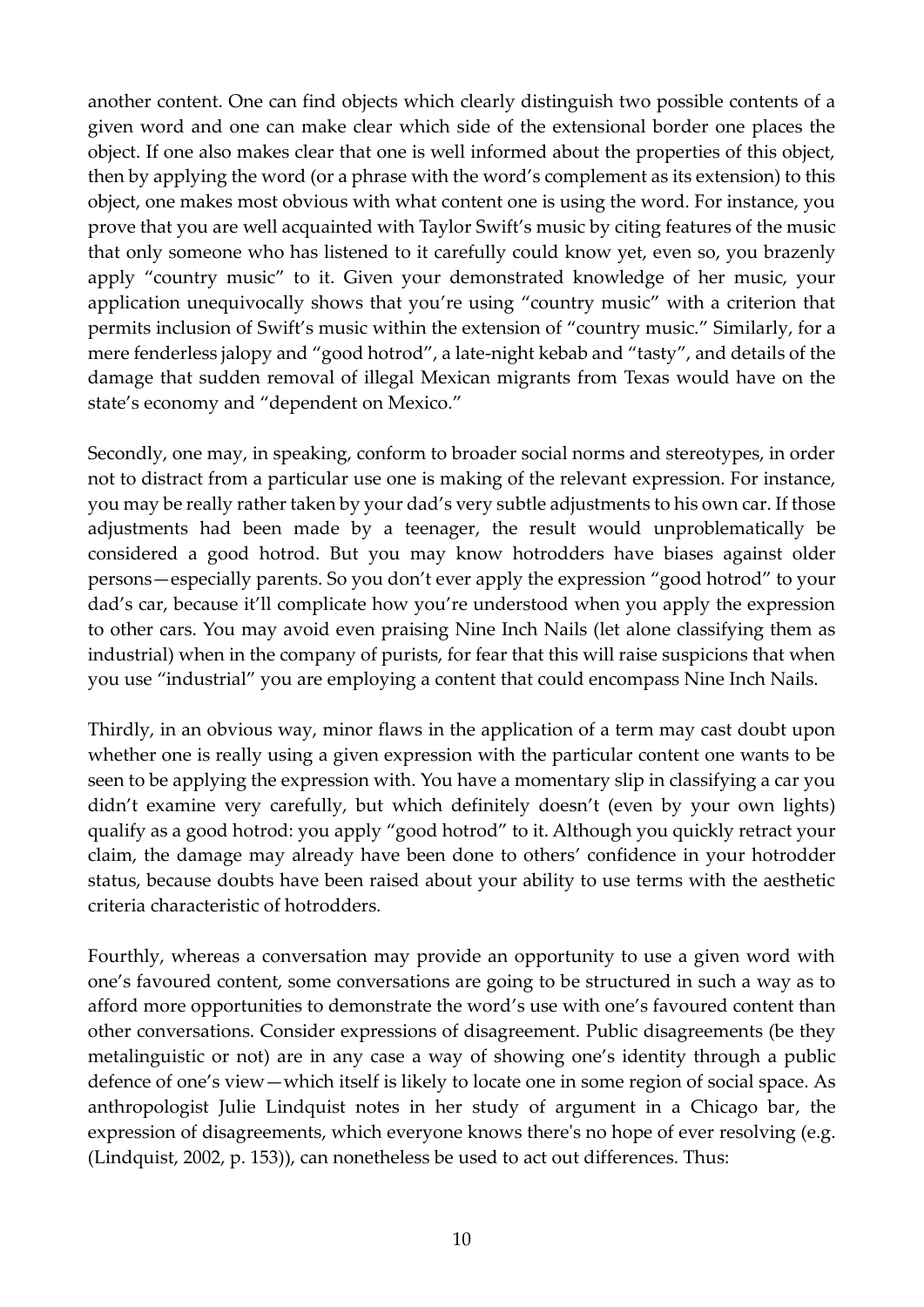another content. One can find objects which clearly distinguish two possible contents of a given word and one can make clear which side of the extensional border one places the object. If one also makes clear that one is well informed about the properties of this object, then by applying the word (or a phrase with the word's complement as its extension) to this object, one makes most obvious with what content one is using the word. For instance, you prove that you are well acquainted with Taylor Swift's music by citing features of the music that only someone who has listened to it carefully could know yet, even so, you brazenly apply "country music" to it. Given your demonstrated knowledge of her music, your application unequivocally shows that you're using "country music" with a criterion that permits inclusion of Swift's music within the extension of "country music." Similarly, for a mere fenderless jalopy and "good hotrod", a late-night kebab and "tasty", and details of the damage that sudden removal of illegal Mexican migrants from Texas would have on the state's economy and "dependent on Mexico."

Secondly, one may, in speaking, conform to broader social norms and stereotypes, in order not to distract from a particular use one is making of the relevant expression. For instance, you may be really rather taken by your dad's very subtle adjustments to his own car. If those adjustments had been made by a teenager, the result would unproblematically be considered a good hotrod. But you may know hotrodders have biases against older persons—especially parents. So you don't ever apply the expression "good hotrod" to your dad's car, because it'll complicate how you're understood when you apply the expression to other cars. You may avoid even praising Nine Inch Nails (let alone classifying them as industrial) when in the company of purists, for fear that this will raise suspicions that when you use "industrial" you are employing a content that could encompass Nine Inch Nails.

Thirdly, in an obvious way, minor flaws in the application of a term may cast doubt upon whether one is really using a given expression with the particular content one wants to be seen to be applying the expression with. You have a momentary slip in classifying a car you didn't examine very carefully, but which definitely doesn't (even by your own lights) qualify as a good hotrod: you apply "good hotrod" to it. Although you quickly retract your claim, the damage may already have been done to others' confidence in your hotrodder status, because doubts have been raised about your ability to use terms with the aesthetic criteria characteristic of hotrodders.

Fourthly, whereas a conversation may provide an opportunity to use a given word with one's favoured content, some conversations are going to be structured in such a way as to afford more opportunities to demonstrate the word's use with one's favoured content than other conversations. Consider expressions of disagreement. Public disagreements (be they metalinguistic or not) are in any case a way of showing one's identity through a public defence of one's view—which itself is likely to locate one in some region of social space. As anthropologist Julie Lindquist notes in her study of argument in a Chicago bar, the expression of disagreements, which everyone knows there's no hope of ever resolving (e.g. (Lindquist, 2002, p. 153)), can nonetheless be used to act out differences. Thus: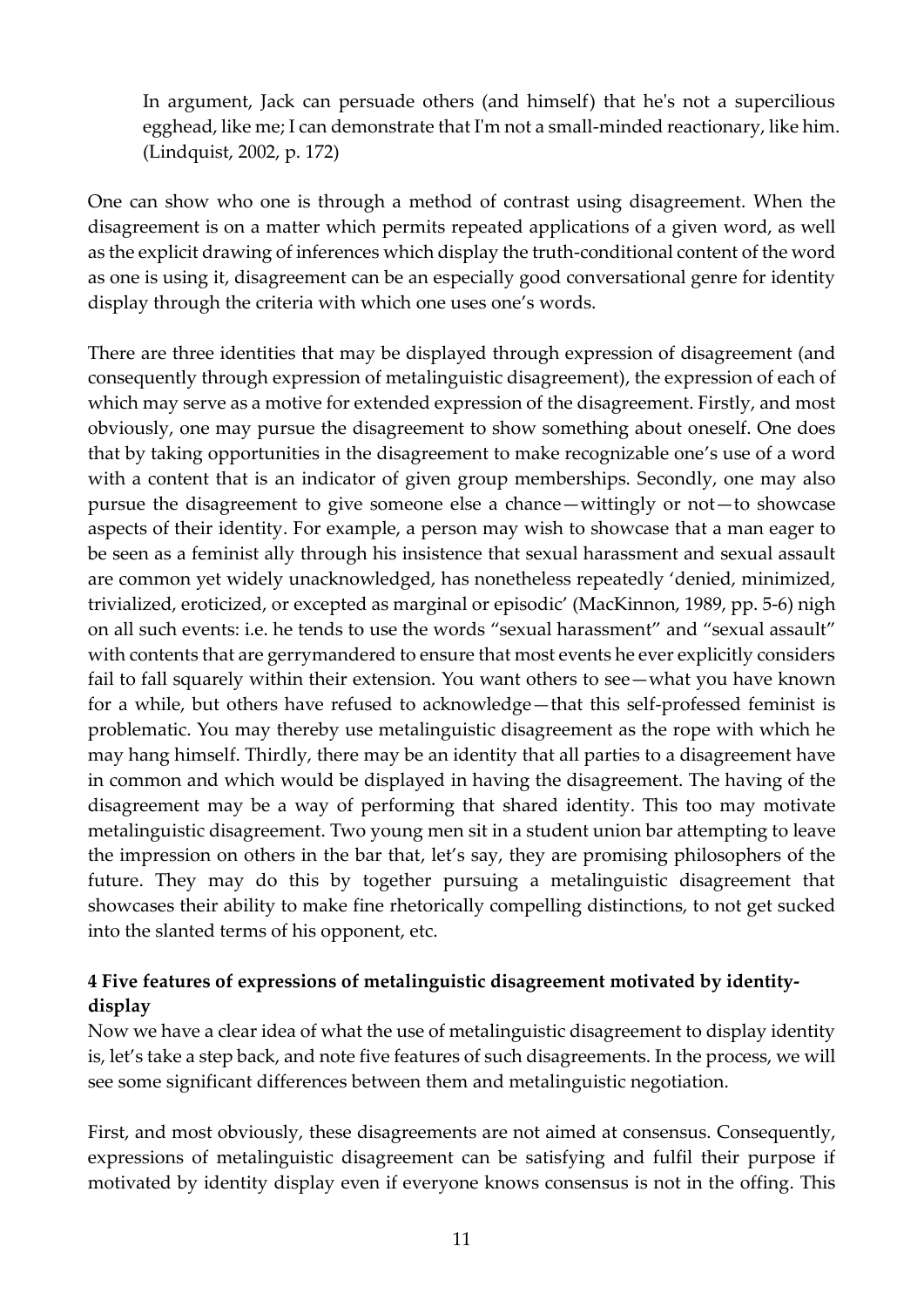> In argument, Jack can persuade others (and himself) that he's not a supercilious egghead, like me; I can demonstrate that I'm not a small-minded reactionary, like him. (Lindquist, 2002, p. 172)

One can show who one is through a method of contrast using disagreement. When the disagreement is on a matter which permits repeated applications of a given word, as well as the explicit drawing of inferences which display the truth-conditional content of the word as one is using it, disagreement can be an especially good conversational genre for identity display through the criteria with which one uses one's words.

There are three identities that may be displayed through expression of disagreement (and consequently through expression of metalinguistic disagreement), the expression of each of which may serve as a motive for extended expression of the disagreement. Firstly, and most obviously, one may pursue the disagreement to show something about oneself. One does that by taking opportunities in the disagreement to make recognizable one's use of a word with a content that is an indicator of given group memberships. Secondly, one may also pursue the disagreement to give someone else a chance—wittingly or not—to showcase aspects of their identity. For example, a person may wish to showcase that a man eager to be seen as a feminist ally through his insistence that sexual harassment and sexual assault are common yet widely unacknowledged, has nonetheless repeatedly 'denied, minimized, trivialized, eroticized, or excepted as marginal or episodic' (MacKinnon, 1989, pp. 5-6) nigh on all such events: i.e. he tends to use the words "sexual harassment" and "sexual assault" with contents that are gerrymandered to ensure that most events he ever explicitly considers fail to fall squarely within their extension. You want others to see—what you have known for a while, but others have refused to acknowledge—that this self-professed feminist is problematic. You may thereby use metalinguistic disagreement as the rope with which he may hang himself. Thirdly, there may be an identity that all parties to a disagreement have in common and which would be displayed in having the disagreement. The having of the disagreement may be a way of performing that shared identity. This too may motivate metalinguistic disagreement. Two young men sit in a student union bar attempting to leave the impression on others in the bar that, let's say, they are promising philosophers of the future. They may do this by together pursuing a metalinguistic disagreement that showcases their ability to make fine rhetorically compelling distinctions, to not get sucked into the slanted terms of his opponent, etc.

## 4 Five features of expressions of metalinguistic disagreement motivated by identity-display

Now we have a clear idea of what the use of metalinguistic disagreement to display identity is, let's take a step back, and note five features of such disagreements. In the process, we will see some significant differences between them and metalinguistic negotiation.

First, and most obviously, these disagreements are not aimed at consensus. Consequently, expressions of metalinguistic disagreement can be satisfying and fulfil their purpose if motivated by identity display even if everyone knows consensus is not in the offing. This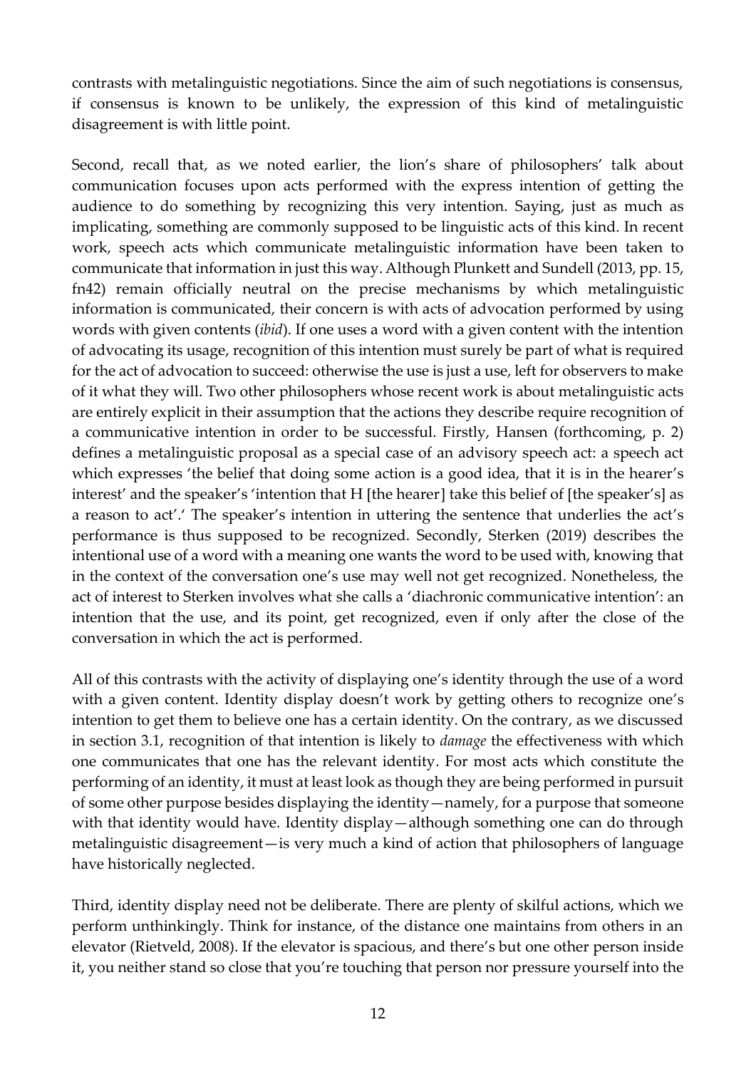contrasts with metalinguistic negotiations. Since the aim of such negotiations is consensus, if consensus is known to be unlikely, the expression of this kind of metalinguistic disagreement is with little point.

Second, recall that, as we noted earlier, the lion's share of philosophers' talk about communication focuses upon acts performed with the express intention of getting the audience to do something by recognizing this very intention. Saying, just as much as implicating, something are commonly supposed to be linguistic acts of this kind. In recent work, speech acts which communicate metalinguistic information have been taken to communicate that information in just this way. Although Plunkett and Sundell (2013, pp. 15, fn42) remain officially neutral on the precise mechanisms by which metalinguistic information is communicated, their concern is with acts of advocation performed by using words with given contents (*ibid*). If one uses a word with a given content with the intention of advocating its usage, recognition of this intention must surely be part of what is required for the act of advocation to succeed: otherwise the use is just a use, left for observers to make of it what they will. Two other philosophers whose recent work is about metalinguistic acts are entirely explicit in their assumption that the actions they describe require recognition of a communicative intention in order to be successful. Firstly, Hansen (forthcoming, p. 2) defines a metalinguistic proposal as a special case of an advisory speech act: a speech act which expresses 'the belief that doing some action is a good idea, that it is in the hearer's interest' and the speaker's 'intention that H [the hearer] take this belief of [the speaker's] as a reason to act'.' The speaker's intention in uttering the sentence that underlies the act's performance is thus supposed to be recognized. Secondly, Sterken (2019) describes the intentional use of a word with a meaning one wants the word to be used with, knowing that in the context of the conversation one's use may well not get recognized. Nonetheless, the act of interest to Sterken involves what she calls a 'diachronic communicative intention': an intention that the use, and its point, get recognized, even if only after the close of the conversation in which the act is performed.

All of this contrasts with the activity of displaying one's identity through the use of a word with a given content. Identity display doesn't work by getting others to recognize one's intention to get them to believe one has a certain identity. On the contrary, as we discussed in section 3.1, recognition of that intention is likely to *damage* the effectiveness with which one communicates that one has the relevant identity. For most acts which constitute the performing of an identity, it must at least look as though they are being performed in pursuit of some other purpose besides displaying the identity—namely, for a purpose that someone with that identity would have. Identity display—although something one can do through metalinguistic disagreement—is very much a kind of action that philosophers of language have historically neglected.

Third, identity display need not be deliberate. There are plenty of skilful actions, which we perform unthinkingly. Think for instance, of the distance one maintains from others in an elevator (Rietveld, 2008). If the elevator is spacious, and there's but one other person inside it, you neither stand so close that you're touching that person nor pressure yourself into the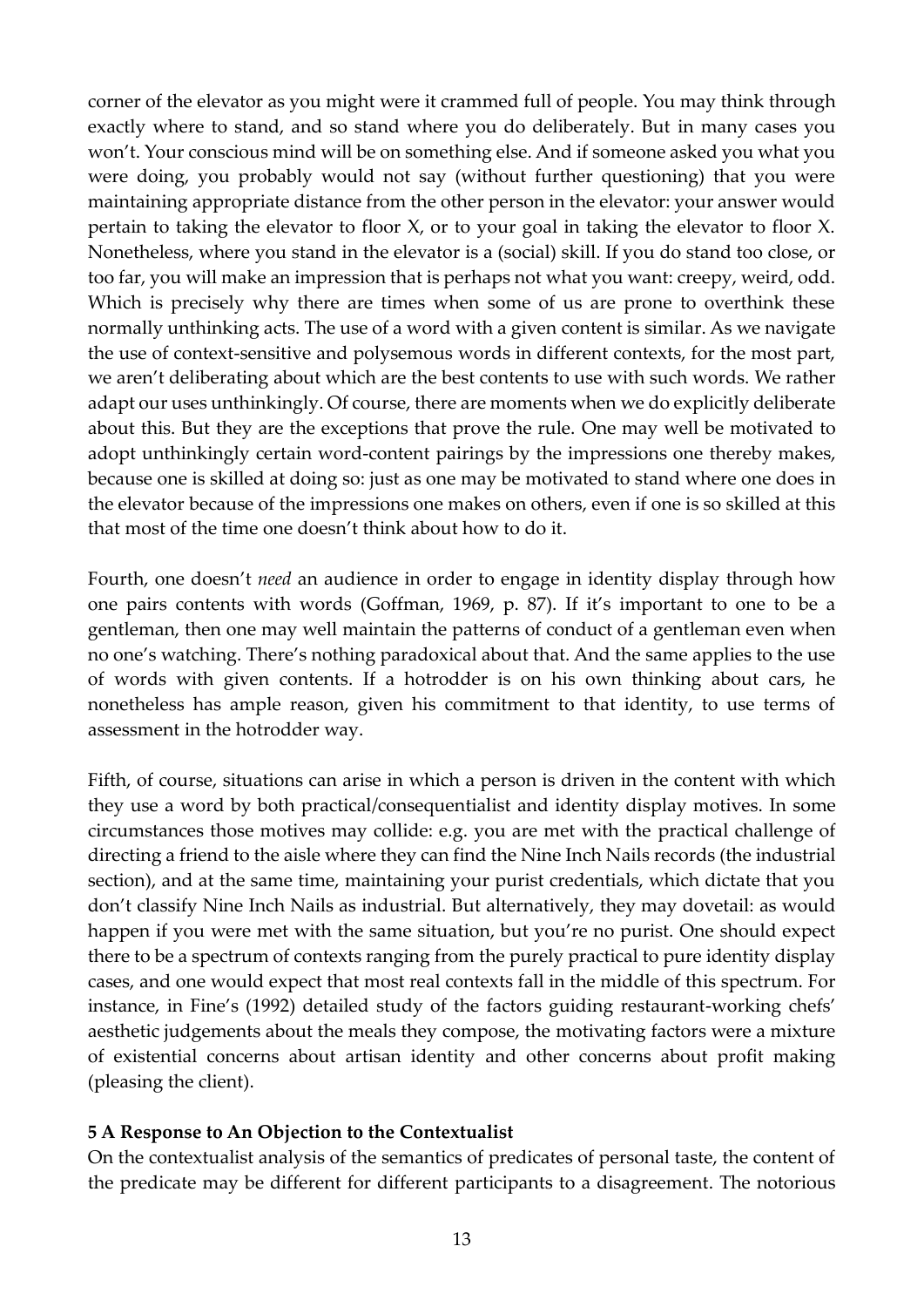corner of the elevator as you might were it crammed full of people. You may think through exactly where to stand, and so stand where you do deliberately. But in many cases you won't. Your conscious mind will be on something else. And if someone asked you what you were doing, you probably would not say (without further questioning) that you were maintaining appropriate distance from the other person in the elevator: your answer would pertain to taking the elevator to floor X, or to your goal in taking the elevator to floor X. Nonetheless, where you stand in the elevator is a (social) skill. If you do stand too close, or too far, you will make an impression that is perhaps not what you want: creepy, weird, odd. Which is precisely why there are times when some of us are prone to overthink these normally unthinking acts. The use of a word with a given content is similar. As we navigate the use of context-sensitive and polysemous words in different contexts, for the most part, we aren't deliberating about which are the best contents to use with such words. We rather adapt our uses unthinkingly. Of course, there are moments when we do explicitly deliberate about this. But they are the exceptions that prove the rule. One may well be motivated to adopt unthinkingly certain word-content pairings by the impressions one thereby makes, because one is skilled at doing so: just as one may be motivated to stand where one does in the elevator because of the impressions one makes on others, even if one is so skilled at this that most of the time one doesn't think about how to do it.

Fourth, one doesn't *need* an audience in order to engage in identity display through how one pairs contents with words (Goffman, 1969, p. 87). If it's important to one to be a gentleman, then one may well maintain the patterns of conduct of a gentleman even when no one's watching. There's nothing paradoxical about that. And the same applies to the use of words with given contents. If a hotrodder is on his own thinking about cars, he nonetheless has ample reason, given his commitment to that identity, to use terms of assessment in the hotrodder way.

Fifth, of course, situations can arise in which a person is driven in the content with which they use a word by both practical/consequentialist and identity display motives. In some circumstances those motives may collide: e.g. you are met with the practical challenge of directing a friend to the aisle where they can find the Nine Inch Nails records (the industrial section), and at the same time, maintaining your purist credentials, which dictate that you don't classify Nine Inch Nails as industrial. But alternatively, they may dovetail: as would happen if you were met with the same situation, but you're no purist. One should expect there to be a spectrum of contexts ranging from the purely practical to pure identity display cases, and one would expect that most real contexts fall in the middle of this spectrum. For instance, in Fine's (1992) detailed study of the factors guiding restaurant-working chefs' aesthetic judgements about the meals they compose, the motivating factors were a mixture of existential concerns about artisan identity and other concerns about profit making (pleasing the client).

## 5 A Response to An Objection to the Contextualist

On the contextualist analysis of the semantics of predicates of personal taste, the content of the predicate may be different for different participants to a disagreement. The notorious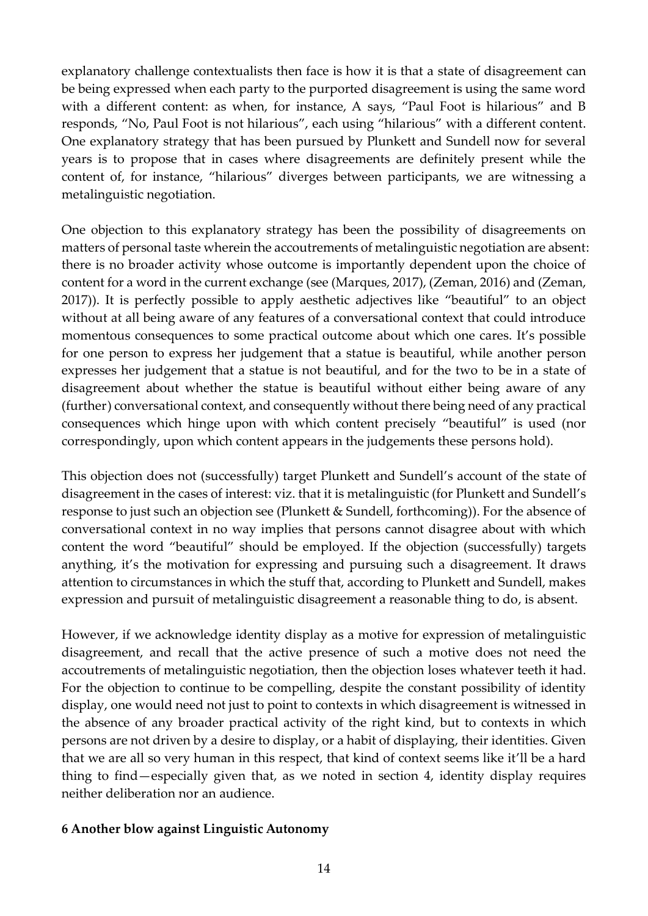explanatory challenge contextualists then face is how it is that a state of disagreement can be being expressed when each party to the purported disagreement is using the same word with a different content: as when, for instance, A says, "Paul Foot is hilarious" and B responds, "No, Paul Foot is not hilarious", each using "hilarious" with a different content. One explanatory strategy that has been pursued by Plunkett and Sundell now for several years is to propose that in cases where disagreements are definitely present while the content of, for instance, "hilarious" diverges between participants, we are witnessing a metalinguistic negotiation.

One objection to this explanatory strategy has been the possibility of disagreements on matters of personal taste wherein the accoutrements of metalinguistic negotiation are absent: there is no broader activity whose outcome is importantly dependent upon the choice of content for a word in the current exchange (see (Marques, 2017), (Zeman, 2016) and (Zeman, 2017)). It is perfectly possible to apply aesthetic adjectives like "beautiful" to an object without at all being aware of any features of a conversational context that could introduce momentous consequences to some practical outcome about which one cares. It's possible for one person to express her judgement that a statue is beautiful, while another person expresses her judgement that a statue is not beautiful, and for the two to be in a state of disagreement about whether the statue is beautiful without either being aware of any (further) conversational context, and consequently without there being need of any practical consequences which hinge upon with which content precisely "beautiful" is used (nor correspondingly, upon which content appears in the judgements these persons hold).

This objection does not (successfully) target Plunkett and Sundell's account of the state of disagreement in the cases of interest: viz. that it is metalinguistic (for Plunkett and Sundell's response to just such an objection see (Plunkett & Sundell, forthcoming)). For the absence of conversational context in no way implies that persons cannot disagree about with which content the word "beautiful" should be employed. If the objection (successfully) targets anything, it's the motivation for expressing and pursuing such a disagreement. It draws attention to circumstances in which the stuff that, according to Plunkett and Sundell, makes expression and pursuit of metalinguistic disagreement a reasonable thing to do, is absent.

However, if we acknowledge identity display as a motive for expression of metalinguistic disagreement, and recall that the active presence of such a motive does not need the accoutrements of metalinguistic negotiation, then the objection loses whatever teeth it had. For the objection to continue to be compelling, despite the constant possibility of identity display, one would need not just to point to contexts in which disagreement is witnessed in the absence of any broader practical activity of the right kind, but to contexts in which persons are not driven by a desire to display, or a habit of displaying, their identities. Given that we are all so very human in this respect, that kind of context seems like it'll be a hard thing to find—especially given that, as we noted in section 4, identity display requires neither deliberation nor an audience.

## 6 Another blow against Linguistic Autonomy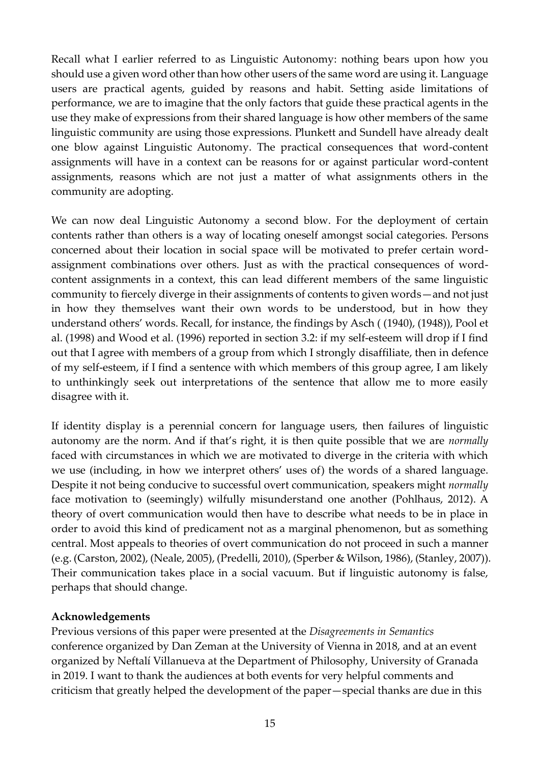Recall what I earlier referred to as Linguistic Autonomy: nothing bears upon how you should use a given word other than how other users of the same word are using it. Language users are practical agents, guided by reasons and habit. Setting aside limitations of performance, we are to imagine that the only factors that guide these practical agents in the use they make of expressions from their shared language is how other members of the same linguistic community are using those expressions. Plunkett and Sundell have already dealt one blow against Linguistic Autonomy. The practical consequences that word-content assignments will have in a context can be reasons for or against particular word-content assignments, reasons which are not just a matter of what assignments others in the community are adopting.

We can now deal Linguistic Autonomy a second blow. For the deployment of certain contents rather than others is a way of locating oneself amongst social categories. Persons concerned about their location in social space will be motivated to prefer certain word-assignment combinations over others. Just as with the practical consequences of word-content assignments in a context, this can lead different members of the same linguistic community to fiercely diverge in their assignments of contents to given words—and not just in how they themselves want their own words to be understood, but in how they understand others' words. Recall, for instance, the findings by Asch ( (1940), (1948)), Pool et al. (1998) and Wood et al. (1996) reported in section 3.2: if my self-esteem will drop if I find out that I agree with members of a group from which I strongly disaffiliate, then in defence of my self-esteem, if I find a sentence with which members of this group agree, I am likely to unthinkingly seek out interpretations of the sentence that allow me to more easily disagree with it.

If identity display is a perennial concern for language users, then failures of linguistic autonomy are the norm. And if that's right, it is then quite possible that we are *normally* faced with circumstances in which we are motivated to diverge in the criteria with which we use (including, in how we interpret others' uses of) the words of a shared language. Despite it not being conducive to successful overt communication, speakers might *normally* face motivation to (seemingly) wilfully misunderstand one another (Pohlhaus, 2012). A theory of overt communication would then have to describe what needs to be in place in order to avoid this kind of predicament not as a marginal phenomenon, but as something central. Most appeals to theories of overt communication do not proceed in such a manner (e.g. (Carston, 2002), (Neale, 2005), (Predelli, 2010), (Sperber & Wilson, 1986), (Stanley, 2007)). Their communication takes place in a social vacuum. But if linguistic autonomy is false, perhaps that should change.

**Acknowledgements**

Previous versions of this paper were presented at the *Disagreements in Semantics* conference organized by Dan Zeman at the University of Vienna in 2018, and at an event organized by Neftalí Villanueva at the Department of Philosophy, University of Granada in 2019. I want to thank the audiences at both events for very helpful comments and criticism that greatly helped the development of the paper—special thanks are due in this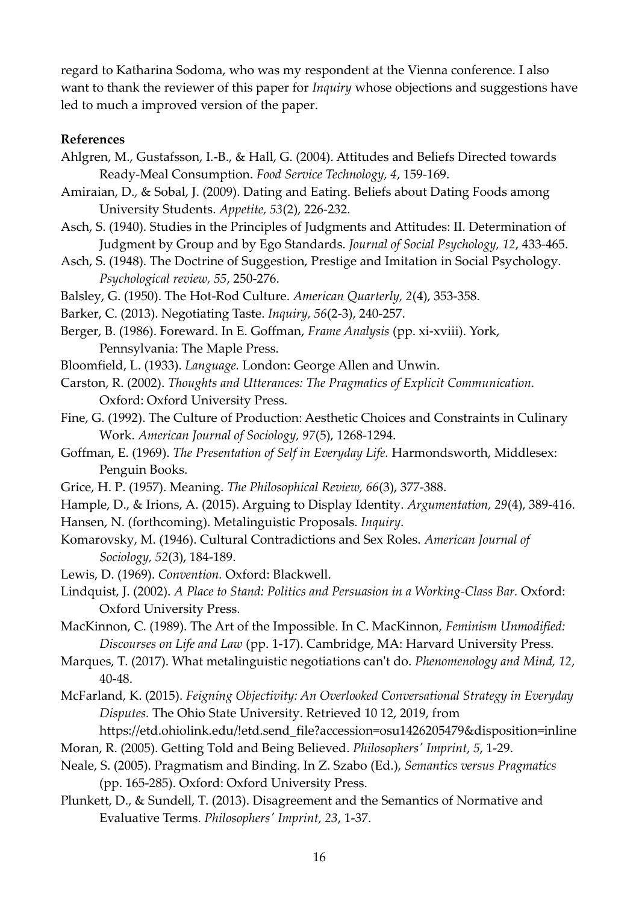regard to Katharina Sodoma, who was my respondent at the Vienna conference. I also want to thank the reviewer of this paper for *Inquiry* whose objections and suggestions have led to much a improved version of the paper.

**References**

Ahlgren, M., Gustafsson, I.-B., & Hall, G. (2004). Attitudes and Beliefs Directed towards Ready-Meal Consumption. *Food Service Technology, 4*, 159-169.

Amiraian, D., & Sobal, J. (2009). Dating and Eating. Beliefs about Dating Foods among University Students. *Appetite, 53*(2), 226-232.

Asch, S. (1940). Studies in the Principles of Judgments and Attitudes: II. Determination of Judgment by Group and by Ego Standards. *Journal of Social Psychology, 12*, 433-465.

Asch, S. (1948). The Doctrine of Suggestion, Prestige and Imitation in Social Psychology. *Psychological review, 55*, 250-276.

Balsley, G. (1950). The Hot-Rod Culture. *American Quarterly, 2*(4), 353-358.

Barker, C. (2013). Negotiating Taste. *Inquiry, 56*(2-3), 240-257.

Berger, B. (1986). Foreward. In E. Goffman, *Frame Analysis* (pp. xi-xviii). York, Pennsylvania: The Maple Press.

Bloomfield, L. (1933). *Language.* London: George Allen and Unwin.

Carston, R. (2002). *Thoughts and Utterances: The Pragmatics of Explicit Communication.* Oxford: Oxford University Press.

Fine, G. (1992). The Culture of Production: Aesthetic Choices and Constraints in Culinary Work. *American Journal of Sociology, 97*(5), 1268-1294.

Goffman, E. (1969). *The Presentation of Self in Everyday Life.* Harmondsworth, Middlesex: Penguin Books.

Grice, H. P. (1957). Meaning. *The Philosophical Review, 66*(3), 377-388.

Hample, D., & Irions, A. (2015). Arguing to Display Identity. *Argumentation, 29*(4), 389-416.

Hansen, N. (forthcoming). Metalinguistic Proposals. *Inquiry*.

Komarovsky, M. (1946). Cultural Contradictions and Sex Roles. *American Journal of Sociology, 52*(3), 184-189.

Lewis, D. (1969). *Convention.* Oxford: Blackwell.

Lindquist, J. (2002). *A Place to Stand: Politics and Persuasion in a Working-Class Bar.* Oxford: Oxford University Press.

MacKinnon, C. (1989). The Art of the Impossible. In C. MacKinnon, *Feminism Unmodified: Discourses on Life and Law* (pp. 1-17). Cambridge, MA: Harvard University Press.

Marques, T. (2017). What metalinguistic negotiations can't do. *Phenomenology and Mind, 12*, 40-48.

McFarland, K. (2015). *Feigning Objectivity: An Overlooked Conversational Strategy in Everyday Disputes.* The Ohio State University. Retrieved 10 12, 2019, from https://etd.ohiolink.edu/!etd.send_file?accession=osu1426205479&disposition=inline

Moran, R. (2005). Getting Told and Being Believed. *Philosophers' Imprint, 5*, 1-29.

Neale, S. (2005). Pragmatism and Binding. In Z. Szabo (Ed.), *Semantics versus Pragmatics* (pp. 165-285). Oxford: Oxford University Press.

Plunkett, D., & Sundell, T. (2013). Disagreement and the Semantics of Normative and Evaluative Terms. *Philosophers' Imprint, 23*, 1-37.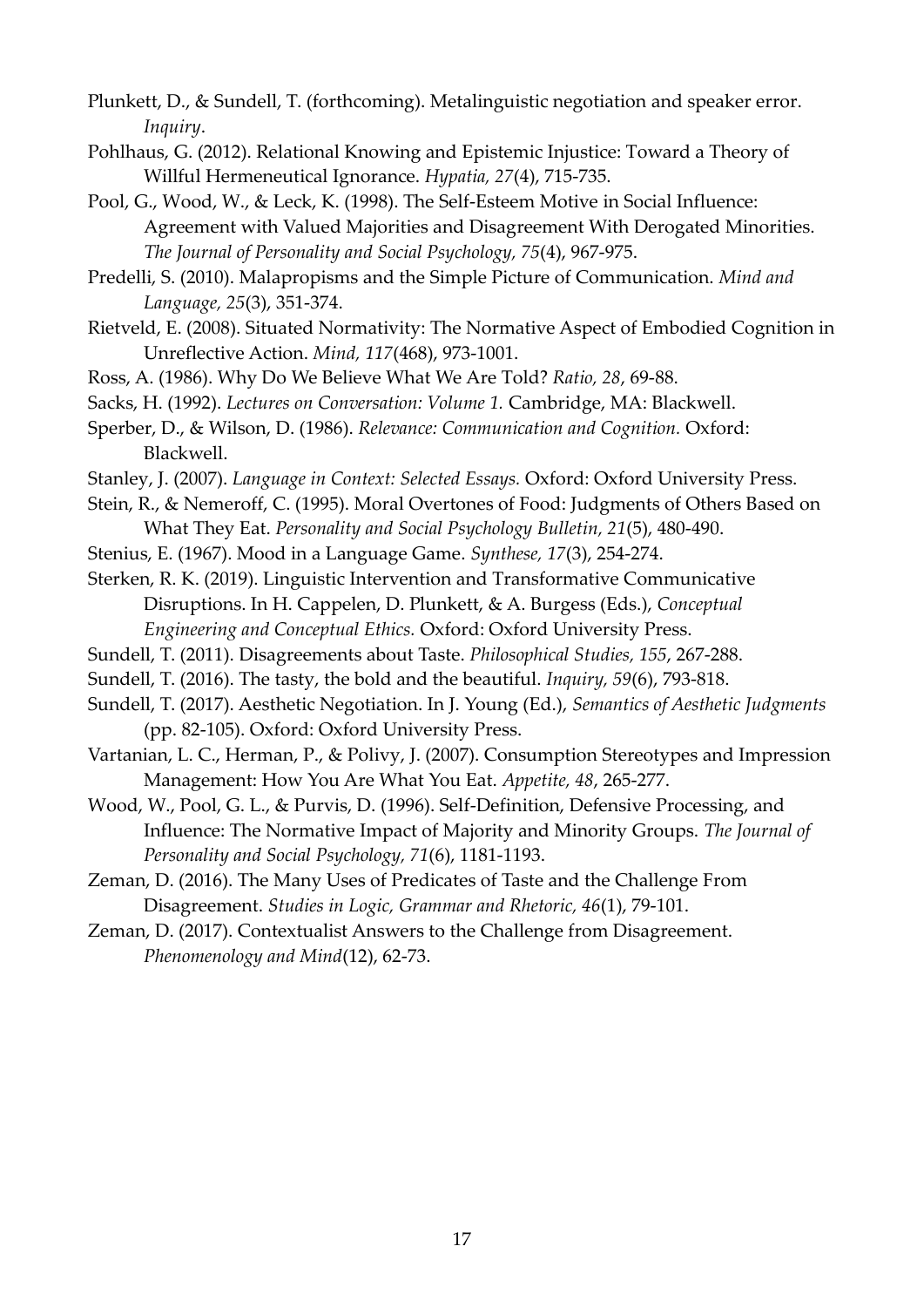Plunkett, D., & Sundell, T. (forthcoming). Metalinguistic negotiation and speaker error. *Inquiry*.

Pohlhaus, G. (2012). Relational Knowing and Epistemic Injustice: Toward a Theory of Willful Hermeneutical Ignorance. *Hypatia, 27*(4), 715-735.

Pool, G., Wood, W., & Leck, K. (1998). The Self-Esteem Motive in Social Influence: Agreement with Valued Majorities and Disagreement With Derogated Minorities. *The Journal of Personality and Social Psychology, 75*(4), 967-975.

Predelli, S. (2010). Malapropisms and the Simple Picture of Communication. *Mind and Language, 25*(3), 351-374.

Rietveld, E. (2008). Situated Normativity: The Normative Aspect of Embodied Cognition in Unreflective Action. *Mind, 117*(468), 973-1001.

Ross, A. (1986). Why Do We Believe What We Are Told? *Ratio, 28*, 69-88.

Sacks, H. (1992). *Lectures on Conversation: Volume 1.* Cambridge, MA: Blackwell.

Sperber, D., & Wilson, D. (1986). *Relevance: Communication and Cognition.* Oxford: Blackwell.

Stanley, J. (2007). *Language in Context: Selected Essays.* Oxford: Oxford University Press.

Stein, R., & Nemeroff, C. (1995). Moral Overtones of Food: Judgments of Others Based on What They Eat. *Personality and Social Psychology Bulletin, 21*(5), 480-490.

Stenius, E. (1967). Mood in a Language Game. *Synthese, 17*(3), 254-274.

Sterken, R. K. (2019). Linguistic Intervention and Transformative Communicative Disruptions. In H. Cappelen, D. Plunkett, & A. Burgess (Eds.), *Conceptual Engineering and Conceptual Ethics.* Oxford: Oxford University Press.

Sundell, T. (2011). Disagreements about Taste. *Philosophical Studies, 155*, 267-288.

Sundell, T. (2016). The tasty, the bold and the beautiful. *Inquiry, 59*(6), 793-818.

Sundell, T. (2017). Aesthetic Negotiation. In J. Young (Ed.), *Semantics of Aesthetic Judgments* (pp. 82-105). Oxford: Oxford University Press.

Vartanian, L. C., Herman, P., & Polivy, J. (2007). Consumption Stereotypes and Impression Management: How You Are What You Eat. *Appetite, 48*, 265-277.

Wood, W., Pool, G. L., & Purvis, D. (1996). Self-Definition, Defensive Processing, and Influence: The Normative Impact of Majority and Minority Groups. *The Journal of Personality and Social Psychology, 71*(6), 1181-1193.

Zeman, D. (2016). The Many Uses of Predicates of Taste and the Challenge From Disagreement. *Studies in Logic, Grammar and Rhetoric, 46*(1), 79-101.

Zeman, D. (2017). Contextualist Answers to the Challenge from Disagreement. *Phenomenology and Mind*(12), 62-73.